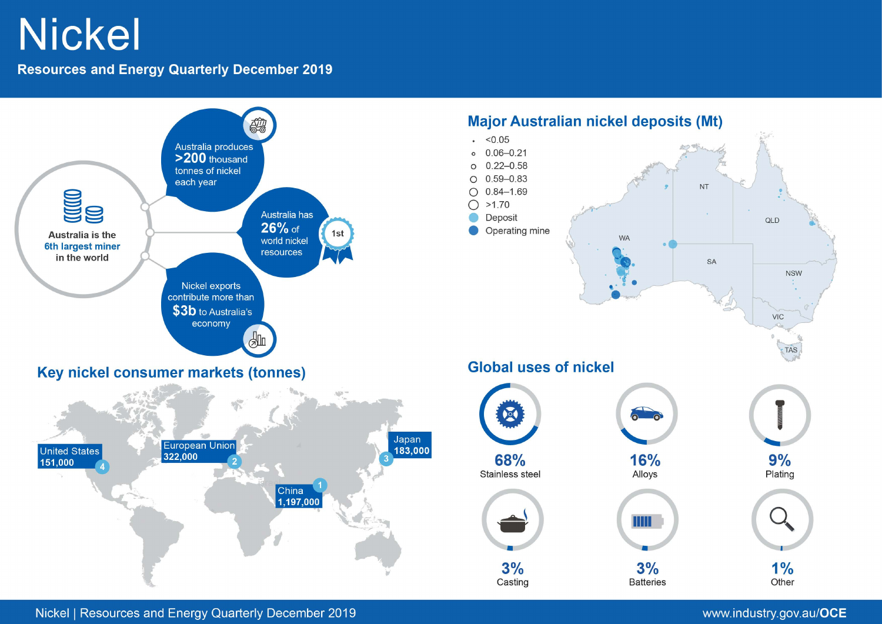# Nickel

**Resources and Energy Quarterly December 2019**

Australia is the **6th largest miner** in the world

- Australia produces **>200** thousand tonnes of nickel each year
- Australia has **26%** of world nickel resources (1st)
- Nickel exports contribute more than **$3b** to Australia's economy

## Major Australian nickel deposits (Mt)

- <0.05
- 0.06–0.21
- 0.22–0.58
- 0.59–0.83
- 0.84–1.69
- >1.70
- Deposit
- Operating mine

NT, QLD, WA, SA, NSW, VIC, TAS

## Key nickel consumer markets (tonnes)

| Rank | Market | Tonnes |
|---|---|---|
| 1 | China | 1,197,000 |
| 2 | European Union | 322,000 |
| 3 | Japan | 183,000 |
| 4 | United States | 151,000 |

## Global uses of nickel

| Use | Share |
|---|---|
| Stainless steel | 68% |
| Alloys | 16% |
| Plating | 9% |
| Casting | 3% |
| Batteries | 3% |
| Other | 1% |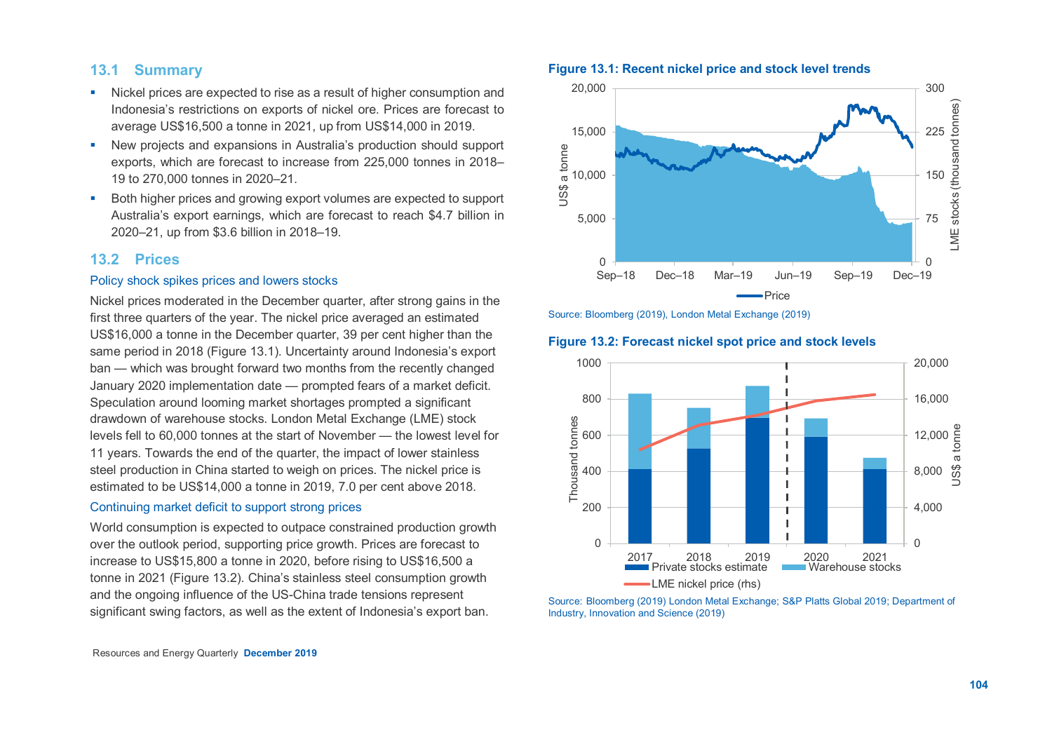## 13.1 Summary

- Nickel prices are expected to rise as a result of higher consumption and Indonesia's restrictions on exports of nickel ore. Prices are forecast to average US$16,500 a tonne in 2021, up from US$14,000 in 2019.
- New projects and expansions in Australia's production should support exports, which are forecast to increase from 225,000 tonnes in 2018–19 to 270,000 tonnes in 2020–21.
- Both higher prices and growing export volumes are expected to support Australia's export earnings, which are forecast to reach $4.7 billion in 2020–21, up from $3.6 billion in 2018–19.

## 13.2 Prices

### Policy shock spikes prices and lowers stocks

Nickel prices moderated in the December quarter, after strong gains in the first three quarters of the year. The nickel price averaged an estimated US$16,000 a tonne in the December quarter, 39 per cent higher than the same period in 2018 (Figure 13.1). Uncertainty around Indonesia's export ban — which was brought forward two months from the recently changed January 2020 implementation date — prompted fears of a market deficit. Speculation around looming market shortages prompted a significant drawdown of warehouse stocks. London Metal Exchange (LME) stock levels fell to 60,000 tonnes at the start of November — the lowest level for 11 years. Towards the end of the quarter, the impact of lower stainless steel production in China started to weigh on prices. The nickel price is estimated to be US$14,000 a tonne in 2019, 7.0 per cent above 2018.

### Continuing market deficit to support strong prices

World consumption is expected to outpace constrained production growth over the outlook period, supporting price growth. Prices are forecast to increase to US$15,800 a tonne in 2020, before rising to US$16,500 a tonne in 2021 (Figure 13.2). China's stainless steel consumption growth and the ongoing influence of the US-China trade tensions represent significant swing factors, as well as the extent of Indonesia's export ban.

**Figure 13.1: Recent nickel price and stock level trends**

Source: Bloomberg (2019), London Metal Exchange (2019)

**Figure 13.2: Forecast nickel spot price and stock levels**

Source: Bloomberg (2019) London Metal Exchange; S&P Platts Global 2019; Department of Industry, Innovation and Science (2019)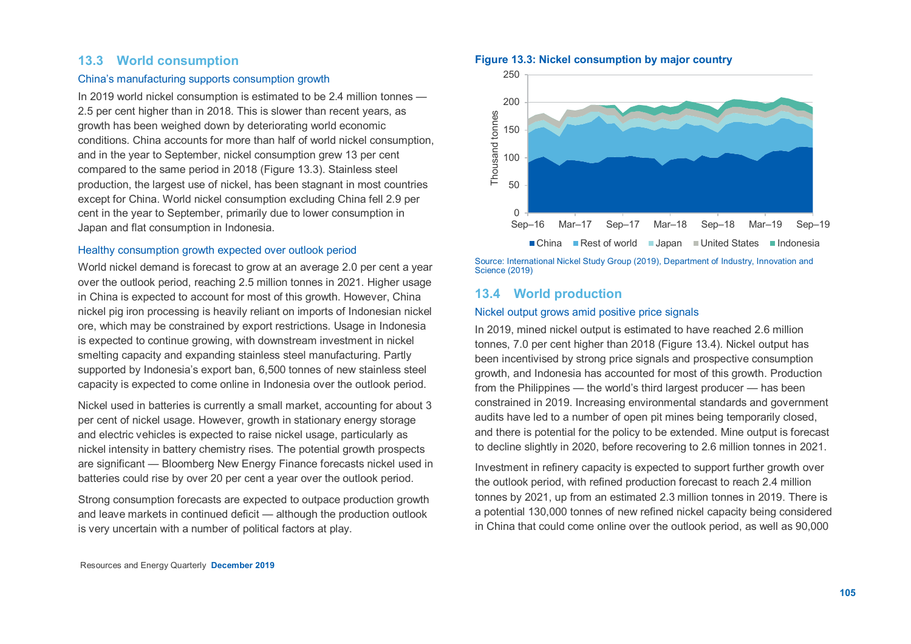## 13.3 World consumption

### China's manufacturing supports consumption growth

In 2019 world nickel consumption is estimated to be 2.4 million tonnes — 2.5 per cent higher than in 2018. This is slower than recent years, as growth has been weighed down by deteriorating world economic conditions. China accounts for more than half of world nickel consumption, and in the year to September, nickel consumption grew 13 per cent compared to the same period in 2018 (Figure 13.3). Stainless steel production, the largest use of nickel, has been stagnant in most countries except for China. World nickel consumption excluding China fell 2.9 per cent in the year to September, primarily due to lower consumption in Japan and flat consumption in Indonesia.

### Healthy consumption growth expected over outlook period

World nickel demand is forecast to grow at an average 2.0 per cent a year over the outlook period, reaching 2.5 million tonnes in 2021. Higher usage in China is expected to account for most of this growth. However, China nickel pig iron processing is heavily reliant on imports of Indonesian nickel ore, which may be constrained by export restrictions. Usage in Indonesia is expected to continue growing, with downstream investment in nickel smelting capacity and expanding stainless steel manufacturing. Partly supported by Indonesia's export ban, 6,500 tonnes of new stainless steel capacity is expected to come online in Indonesia over the outlook period.

Nickel used in batteries is currently a small market, accounting for about 3 per cent of nickel usage. However, growth in stationary energy storage and electric vehicles is expected to raise nickel usage, particularly as nickel intensity in battery chemistry rises. The potential growth prospects are significant — Bloomberg New Energy Finance forecasts nickel used in batteries could rise by over 20 per cent a year over the outlook period.

Strong consumption forecasts are expected to outpace production growth and leave markets in continued deficit — although the production outlook is very uncertain with a number of political factors at play.

**Figure 13.3: Nickel consumption by major country**

Source: International Nickel Study Group (2019), Department of Industry, Innovation and Science (2019)

## 13.4 World production

### Nickel output grows amid positive price signals

In 2019, mined nickel output is estimated to have reached 2.6 million tonnes, 7.0 per cent higher than 2018 (Figure 13.4). Nickel output has been incentivised by strong price signals and prospective consumption growth, and Indonesia has accounted for most of this growth. Production from the Philippines — the world's third largest producer — has been constrained in 2019. Increasing environmental standards and government audits have led to a number of open pit mines being temporarily closed, and there is potential for the policy to be extended. Mine output is forecast to decline slightly in 2020, before recovering to 2.6 million tonnes in 2021.

Investment in refinery capacity is expected to support further growth over the outlook period, with refined production forecast to reach 2.4 million tonnes by 2021, up from an estimated 2.3 million tonnes in 2019. There is a potential 130,000 tonnes of new refined nickel capacity being considered in China that could come online over the outlook period, as well as 90,000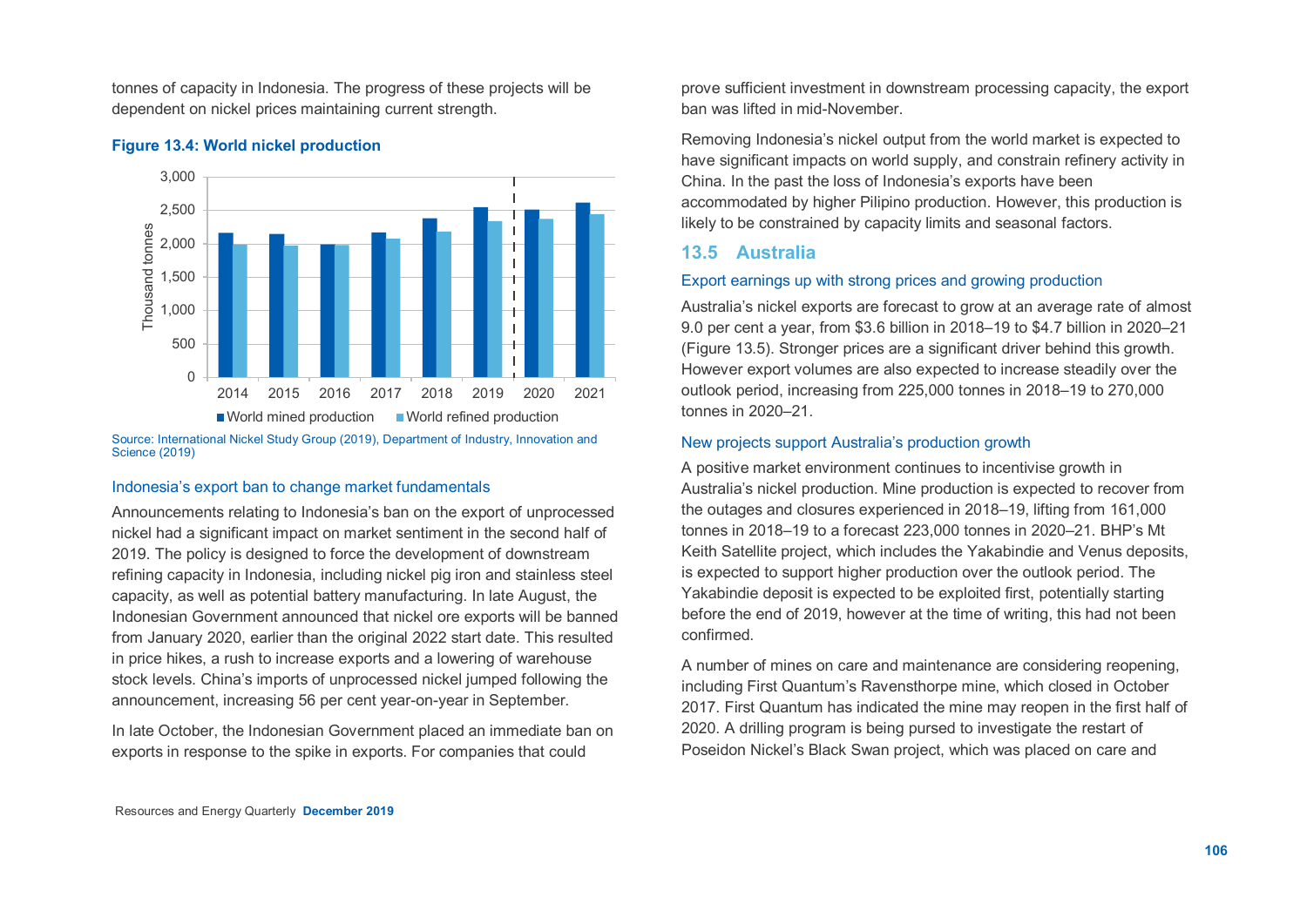tonnes of capacity in Indonesia. The progress of these projects will be dependent on nickel prices maintaining current strength.

**Figure 13.4: World nickel production**

Source: International Nickel Study Group (2019), Department of Industry, Innovation and Science (2019)

### Indonesia's export ban to change market fundamentals

Announcements relating to Indonesia's ban on the export of unprocessed nickel had a significant impact on market sentiment in the second half of 2019. The policy is designed to force the development of downstream refining capacity in Indonesia, including nickel pig iron and stainless steel capacity, as well as potential battery manufacturing. In late August, the Indonesian Government announced that nickel ore exports will be banned from January 2020, earlier than the original 2022 start date. This resulted in price hikes, a rush to increase exports and a lowering of warehouse stock levels. China's imports of unprocessed nickel jumped following the announcement, increasing 56 per cent year-on-year in September.

In late October, the Indonesian Government placed an immediate ban on exports in response to the spike in exports. For companies that could prove sufficient investment in downstream processing capacity, the export ban was lifted in mid-November.

Removing Indonesia's nickel output from the world market is expected to have significant impacts on world supply, and constrain refinery activity in China. In the past the loss of Indonesia's exports have been accommodated by higher Pilipino production. However, this production is likely to be constrained by capacity limits and seasonal factors.

## 13.5 Australia

### Export earnings up with strong prices and growing production

Australia's nickel exports are forecast to grow at an average rate of almost 9.0 per cent a year, from $3.6 billion in 2018–19 to $4.7 billion in 2020–21 (Figure 13.5). Stronger prices are a significant driver behind this growth. However export volumes are also expected to increase steadily over the outlook period, increasing from 225,000 tonnes in 2018–19 to 270,000 tonnes in 2020–21.

### New projects support Australia's production growth

A positive market environment continues to incentivise growth in Australia's nickel production. Mine production is expected to recover from the outages and closures experienced in 2018–19, lifting from 161,000 tonnes in 2018–19 to a forecast 223,000 tonnes in 2020–21. BHP's Mt Keith Satellite project, which includes the Yakabindie and Venus deposits, is expected to support higher production over the outlook period. The Yakabindie deposit is expected to be exploited first, potentially starting before the end of 2019, however at the time of writing, this had not been confirmed.

A number of mines on care and maintenance are considering reopening, including First Quantum's Ravensthorpe mine, which closed in October 2017. First Quantum has indicated the mine may reopen in the first half of 2020. A drilling program is being pursed to investigate the restart of Poseidon Nickel's Black Swan project, which was placed on care and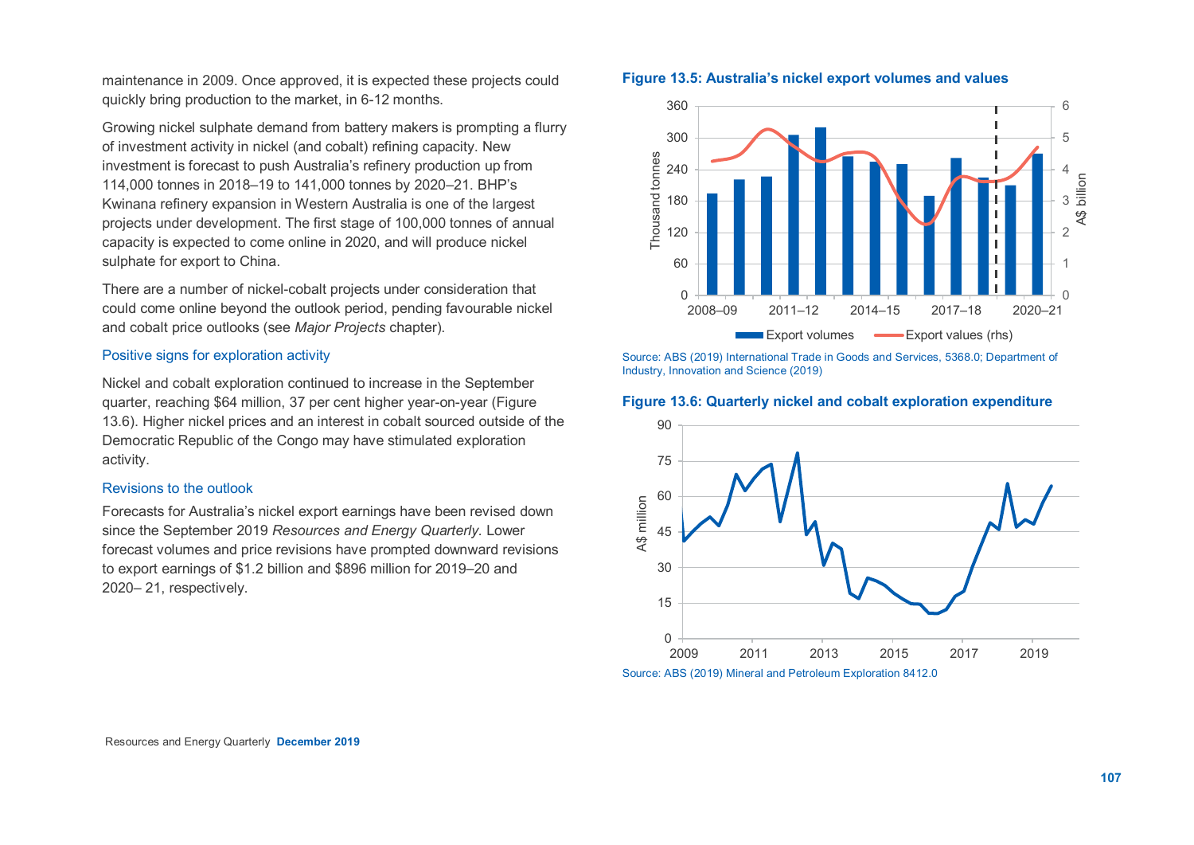maintenance in 2009. Once approved, it is expected these projects could quickly bring production to the market, in 6-12 months.

Growing nickel sulphate demand from battery makers is prompting a flurry of investment activity in nickel (and cobalt) refining capacity. New investment is forecast to push Australia's refinery production up from 114,000 tonnes in 2018–19 to 141,000 tonnes by 2020–21. BHP's Kwinana refinery expansion in Western Australia is one of the largest projects under development. The first stage of 100,000 tonnes of annual capacity is expected to come online in 2020, and will produce nickel sulphate for export to China.

There are a number of nickel-cobalt projects under consideration that could come online beyond the outlook period, pending favourable nickel and cobalt price outlooks (see *Major Projects* chapter).

### Positive signs for exploration activity

Nickel and cobalt exploration continued to increase in the September quarter, reaching $64 million, 37 per cent higher year-on-year (Figure 13.6). Higher nickel prices and an interest in cobalt sourced outside of the Democratic Republic of the Congo may have stimulated exploration activity.

### Revisions to the outlook

Forecasts for Australia's nickel export earnings have been revised down since the September 2019 *Resources and Energy Quarterly*. Lower forecast volumes and price revisions have prompted downward revisions to export earnings of $1.2 billion and $896 million for 2019–20 and 2020– 21, respectively.

**Figure 13.5: Australia's nickel export volumes and values**

Source: ABS (2019) International Trade in Goods and Services, 5368.0; Department of Industry, Innovation and Science (2019)

**Figure 13.6: Quarterly nickel and cobalt exploration expenditure**

Source: ABS (2019) Mineral and Petroleum Exploration 8412.0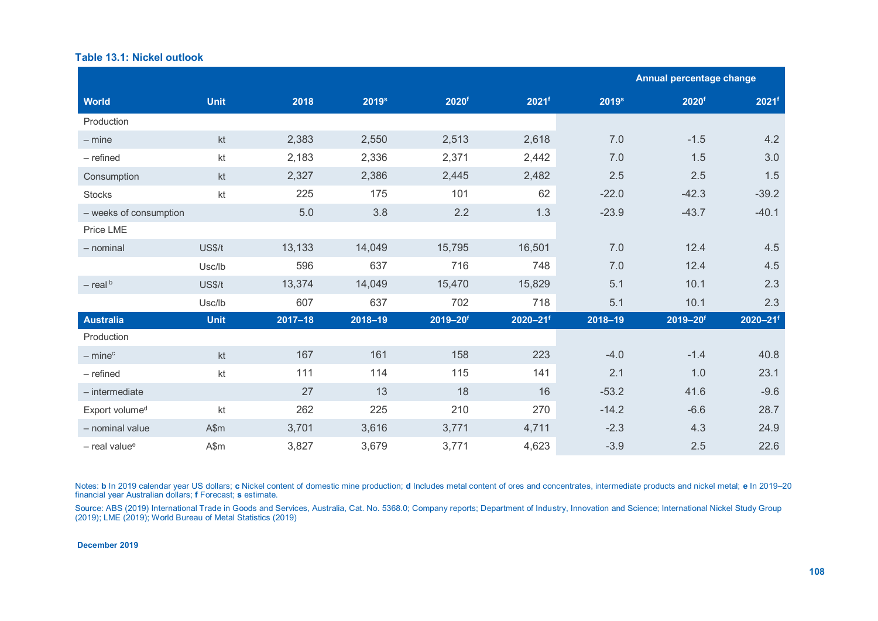**Table 13.1: Nickel outlook**

| | | | | | | Annual percentage change | | |
|---|---|---|---|---|---|---|---|---|
| **World** | **Unit** | **2018** | **2019[s]** | **2020[f]** | **2021[f]** | **2019[s]** | **2020[f]** | **2021[f]** |
| Production | | | | | | | | |
| – mine | kt | 2,383 | 2,550 | 2,513 | 2,618 | 7.0 | -1.5 | 4.2 |
| – refined | kt | 2,183 | 2,336 | 2,371 | 2,442 | 7.0 | 1.5 | 3.0 |
| Consumption | kt | 2,327 | 2,386 | 2,445 | 2,482 | 2.5 | 2.5 | 1.5 |
| Stocks | kt | 225 | 175 | 101 | 62 | -22.0 | -42.3 | -39.2 |
| – weeks of consumption | | 5.0 | 3.8 | 2.2 | 1.3 | -23.9 | -43.7 | -40.1 |
| Price LME | | | | | | | | |
| – nominal | US$/t | 13,133 | 14,049 | 15,795 | 16,501 | 7.0 | 12.4 | 4.5 |
| | Usc/lb | 596 | 637 | 716 | 748 | 7.0 | 12.4 | 4.5 |
| – real [b] | US$/t | 13,374 | 14,049 | 15,470 | 15,829 | 5.1 | 10.1 | 2.3 |
| | Usc/lb | 607 | 637 | 702 | 718 | 5.1 | 10.1 | 2.3 |
| **Australia** | **Unit** | **2017–18** | **2018–19** | **2019–20[f]** | **2020–21[f]** | **2018–19** | **2019–20[f]** | **2020–21[f]** |
| Production | | | | | | | | |
| – mine[c] | kt | 167 | 161 | 158 | 223 | -4.0 | -1.4 | 40.8 |
| – refined | kt | 111 | 114 | 115 | 141 | 2.1 | 1.0 | 23.1 |
| – intermediate | | 27 | 13 | 18 | 16 | -53.2 | 41.6 | -9.6 |
| Export volume[d] | kt | 262 | 225 | 210 | 270 | -14.2 | -6.6 | 28.7 |
| – nominal value | A$m | 3,701 | 3,616 | 3,771 | 4,711 | -2.3 | 4.3 | 24.9 |
| – real value[e] | A$m | 3,827 | 3,679 | 3,771 | 4,623 | -3.9 | 2.5 | 22.6 |

Notes: **b** In 2019 calendar year US dollars; **c** Nickel content of domestic mine production; **d** Includes metal content of ores and concentrates, intermediate products and nickel metal; **e** In 2019–20 financial year Australian dollars; **f** Forecast; **s** estimate.

Source: ABS (2019) International Trade in Goods and Services, Australia, Cat. No. 5368.0; Company reports; Department of Industry, Innovation and Science; International Nickel Study Group (2019); LME (2019); World Bureau of Metal Statistics (2019)